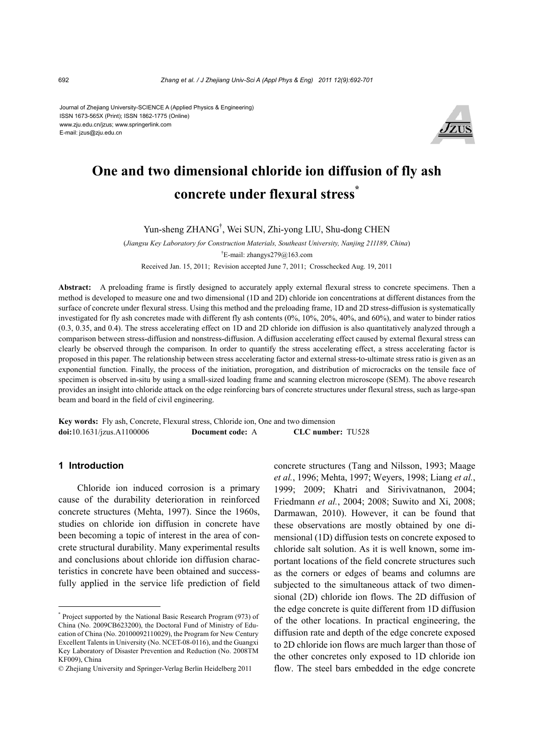Journal of Zhejiang University-SCIENCE A (Applied Physics & Engineering)
ISSN 1673-565X (Print); ISSN 1862-1775 (Online)
www.zju.edu.cn/jzus; www.springerlink.com
E-mail: jzus@zju.edu.cn

# One and two dimensional chloride ion diffusion of fly ash concrete under flexural stress*

Yun-sheng ZHANG†, Wei SUN, Zhi-yong LIU, Shu-dong CHEN

(*Jiangsu Key Laboratory for Construction Materials, Southeast University, Nanjing 211189, China*)

†E-mail: zhangys279@163.com

Received Jan. 15, 2011; Revision accepted June 7, 2011; Crosschecked Aug. 19, 2011

**Abstract:** A preloading frame is firstly designed to accurately apply external flexural stress to concrete specimens. Then a method is developed to measure one and two dimensional (1D and 2D) chloride ion concentrations at different distances from the surface of concrete under flexural stress. Using this method and the preloading frame, 1D and 2D stress-diffusion is systematically investigated for fly ash concretes made with different fly ash contents (0%, 10%, 20%, 40%, and 60%), and water to binder ratios (0.3, 0.35, and 0.4). The stress accelerating effect on 1D and 2D chloride ion diffusion is also quantitatively analyzed through a comparison between stress-diffusion and nonstress-diffusion. A diffusion accelerating effect caused by external flexural stress can clearly be observed through the comparison. In order to quantify the stress accelerating effect, a stress accelerating factor is proposed in this paper. The relationship between stress accelerating factor and external stress-to-ultimate stress ratio is given as an exponential function. Finally, the process of the initiation, prorogation, and distribution of microcracks on the tensile face of specimen is observed in-situ by using a small-sized loading frame and scanning electron microscope (SEM). The above research provides an insight into chloride attack on the edge reinforcing bars of concrete structures under flexural stress, such as large-span beam and board in the field of civil engineering.

**Key words:** Fly ash, Concrete, Flexural stress, Chloride ion, One and two dimension
**doi:**10.1631/jzus.A1100006 **Document code:** A **CLC number:** TU528

## 1 Introduction

Chloride ion induced corrosion is a primary cause of the durability deterioration in reinforced concrete structures (Mehta, 1997). Since the 1960s, studies on chloride ion diffusion in concrete have been becoming a topic of interest in the area of concrete structural durability. Many experimental results and conclusions about chloride ion diffusion characteristics in concrete have been obtained and successfully applied in the service life prediction of field concrete structures (Tang and Nilsson, 1993; Maage *et al.*, 1996; Mehta, 1997; Weyers, 1998; Liang *et al.*, 1999; 2009; Khatri and Sirivivatnanon, 2004; Friedmann *et al.*, 2004; 2008; Suwito and Xi, 2008; Darmawan, 2010). However, it can be found that these observations are mostly obtained by one dimensional (1D) diffusion tests on concrete exposed to chloride salt solution. As it is well known, some important locations of the field concrete structures such as the corners or edges of beams and columns are subjected to the simultaneous attack of two dimensional (2D) chloride ion flows. The 2D diffusion of the edge concrete is quite different from 1D diffusion of the other locations. In practical engineering, the diffusion rate and depth of the edge concrete exposed to 2D chloride ion flows are much larger than those of the other concretes only exposed to 1D chloride ion flow. The steel bars embedded in the edge concrete

---

* Project supported by the National Basic Research Program (973) of China (No. 2009CB623200), the Doctoral Fund of Ministry of Education of China (No. 20100092110029), the Program for New Century Excellent Talents in University (No. NCET-08-0116), and the Guangxi Key Laboratory of Disaster Prevention and Reduction (No. 2008TM KF009), China

© Zhejiang University and Springer-Verlag Berlin Heidelberg 2011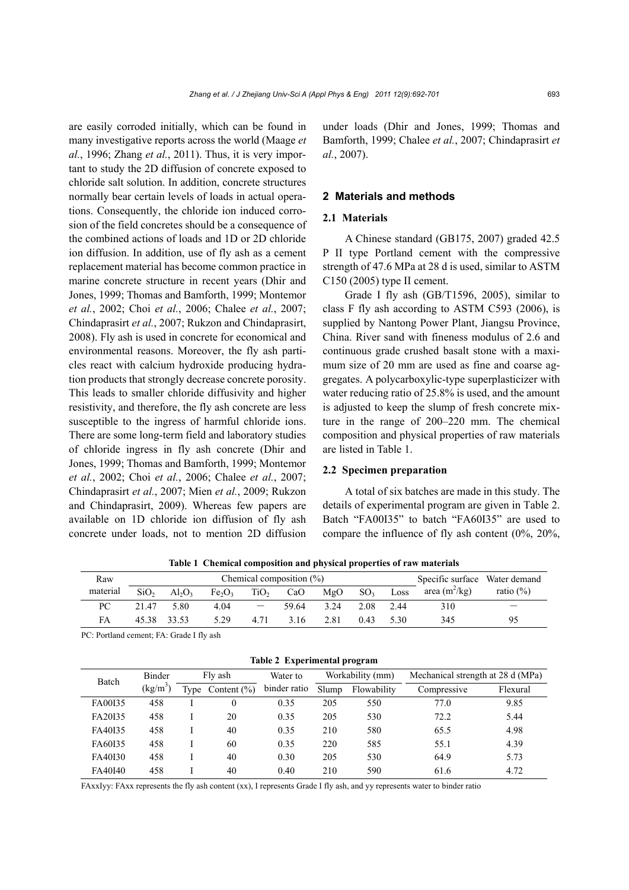are easily corroded initially, which can be found in many investigative reports across the world (Maage *et al.*, 1996; Zhang *et al.*, 2011). Thus, it is very important to study the 2D diffusion of concrete exposed to chloride salt solution. In addition, concrete structures normally bear certain levels of loads in actual operations. Consequently, the chloride ion induced corrosion of the field concretes should be a consequence of the combined actions of loads and 1D or 2D chloride ion diffusion. In addition, use of fly ash as a cement replacement material has become common practice in marine concrete structure in recent years (Dhir and Jones, 1999; Thomas and Bamforth, 1999; Montemor *et al.*, 2002; Choi *et al.*, 2006; Chalee *et al.*, 2007; Chindaprasirt *et al.*, 2007; Rukzon and Chindaprasirt, 2008). Fly ash is used in concrete for economical and environmental reasons. Moreover, the fly ash particles react with calcium hydroxide producing hydration products that strongly decrease concrete porosity. This leads to smaller chloride diffusivity and higher resistivity, and therefore, the fly ash concrete are less susceptible to the ingress of harmful chloride ions. There are some long-term field and laboratory studies of chloride ingress in fly ash concrete (Dhir and Jones, 1999; Thomas and Bamforth, 1999; Montemor *et al.*, 2002; Choi *et al.*, 2006; Chalee *et al.*, 2007; Chindaprasirt *et al.*, 2007; Mien *et al.*, 2009; Rukzon and Chindaprasirt, 2009). Whereas few papers are available on 1D chloride ion diffusion of fly ash concrete under loads, not to mention 2D diffusion under loads (Dhir and Jones, 1999; Thomas and Bamforth, 1999; Chalee *et al.*, 2007; Chindaprasirt *et al.*, 2007).

## 2 Materials and methods

### 2.1 Materials

A Chinese standard (GB175, 2007) graded 42.5 P II type Portland cement with the compressive strength of 47.6 MPa at 28 d is used, similar to ASTM C150 (2005) type II cement.

Grade I fly ash (GB/T1596, 2005), similar to class F fly ash according to ASTM C593 (2006), is supplied by Nantong Power Plant, Jiangsu Province, China. River sand with fineness modulus of 2.6 and continuous grade crushed basalt stone with a maximum size of 20 mm are used as fine and coarse aggregates. A polycarboxylic-type superplasticizer with water reducing ratio of 25.8% is used, and the amount is adjusted to keep the slump of fresh concrete mixture in the range of 200–220 mm. The chemical composition and physical properties of raw materials are listed in Table 1.

### 2.2 Specimen preparation

A total of six batches are made in this study. The details of experimental program are given in Table 2. Batch "FA00I35" to batch "FA60I35" are used to compare the influence of fly ash content (0%, 20%,

**Table 1 Chemical composition and physical properties of raw materials**

| Raw material | Chemical composition (%) | | | | | | | | Specific surface area ($m^2$/kg) | Water demand ratio (%) |
|---|---|---|---|---|---|---|---|---|---|---|
| | $SiO_2$ | $Al_2O_3$ | $Fe_2O_3$ | $TiO_2$ | CaO | MgO | $SO_3$ | Loss | | |
| PC | 21.47 | 5.80 | 4.04 | – | 59.64 | 3.24 | 2.08 | 2.44 | 310 | – |
| FA | 45.38 | 33.53 | 5.29 | 4.71 | 3.16 | 2.81 | 0.43 | 5.30 | 345 | 95 |

PC: Portland cement; FA: Grade I fly ash

**Table 2 Experimental program**

| Batch | Binder ($kg/m^3$) | Fly ash | | Water to binder ratio | Workability (mm) | | Mechanical strength at 28 d (MPa) | |
|---|---|---|---|---|---|---|---|---|
| | | Type | Content (%) | | Slump | Flowability | Compressive | Flexural |
| FA00I35 | 458 | I | 0 | 0.35 | 205 | 550 | 77.0 | 9.85 |
| FA20I35 | 458 | I | 20 | 0.35 | 205 | 530 | 72.2 | 5.44 |
| FA40I35 | 458 | I | 40 | 0.35 | 210 | 580 | 65.5 | 4.98 |
| FA60I35 | 458 | I | 60 | 0.35 | 220 | 585 | 55.1 | 4.39 |
| FA40I30 | 458 | I | 40 | 0.30 | 205 | 530 | 64.9 | 5.73 |
| FA40I40 | 458 | I | 40 | 0.40 | 210 | 590 | 61.6 | 4.72 |

FAxxIyy: FAxx represents the fly ash content (xx), I represents Grade I fly ash, and yy represents water to binder ratio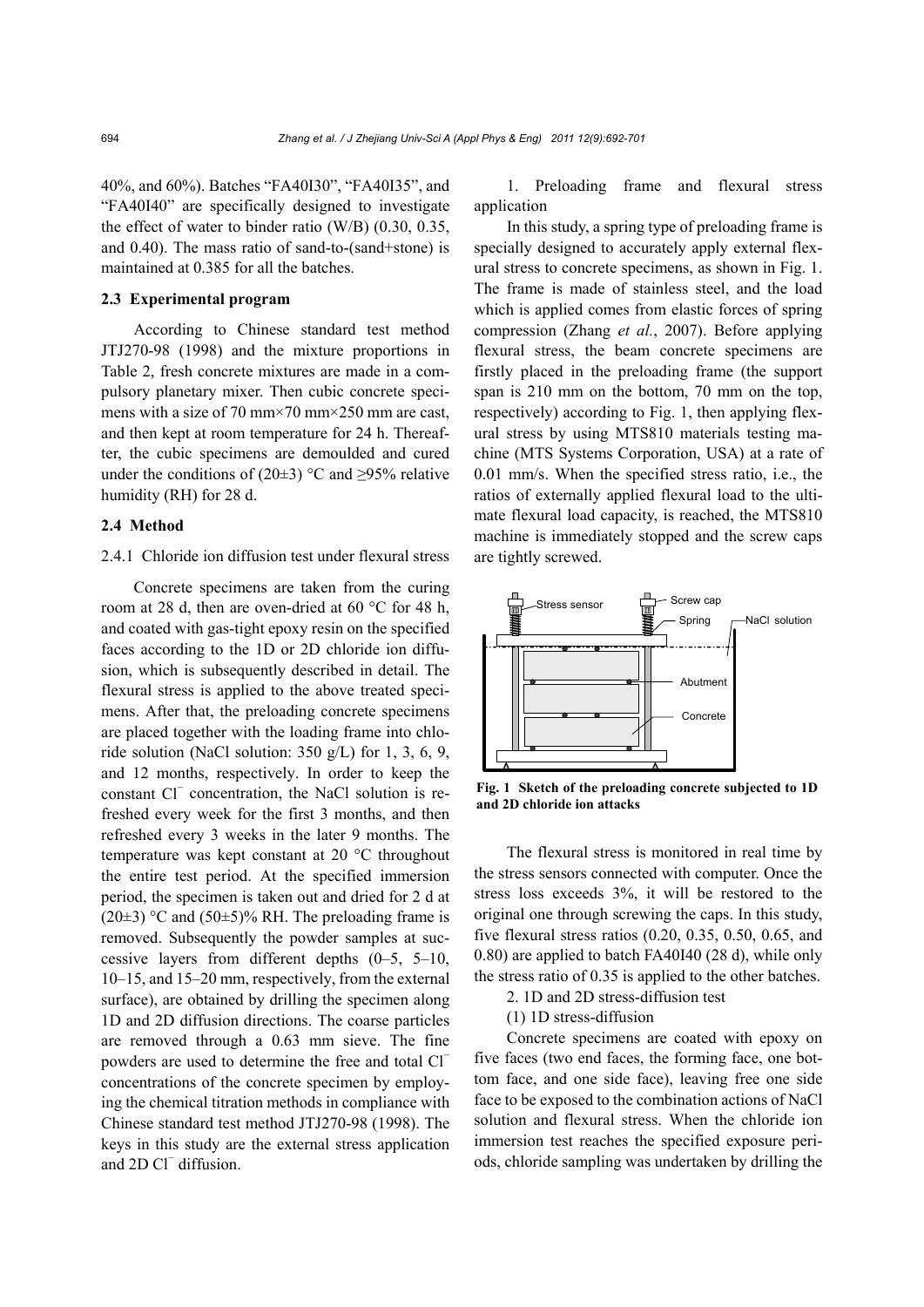40%, and 60%). Batches "FA40I30", "FA40I35", and "FA40I40" are specifically designed to investigate the effect of water to binder ratio (W/B) (0.30, 0.35, and 0.40). The mass ratio of sand-to-(sand+stone) is maintained at 0.385 for all the batches.

### 2.3 Experimental program

According to Chinese standard test method JTJ270-98 (1998) and the mixture proportions in Table 2, fresh concrete mixtures are made in a compulsory planetary mixer. Then cubic concrete specimens with a size of 70 mm×70 mm×250 mm are cast, and then kept at room temperature for 24 h. Thereafter, the cubic specimens are demoulded and cured under the conditions of (20±3) °C and ≥95% relative humidity (RH) for 28 d.

### 2.4 Method

#### 2.4.1 Chloride ion diffusion test under flexural stress

Concrete specimens are taken from the curing room at 28 d, then are oven-dried at 60 °C for 48 h, and coated with gas-tight epoxy resin on the specified faces according to the 1D or 2D chloride ion diffusion, which is subsequently described in detail. The flexural stress is applied to the above treated specimens. After that, the preloading concrete specimens are placed together with the loading frame into chloride solution (NaCl solution: 350 g/L) for 1, 3, 6, 9, and 12 months, respectively. In order to keep the constant $Cl^-$ concentration, the NaCl solution is refreshed every week for the first 3 months, and then refreshed every 3 weeks in the later 9 months. The temperature was kept constant at 20 °C throughout the entire test period. At the specified immersion period, the specimen is taken out and dried for 2 d at (20±3) °C and (50±5)% RH. The preloading frame is removed. Subsequently the powder samples at successive layers from different depths (0–5, 5–10, 10–15, and 15–20 mm, respectively, from the external surface), are obtained by drilling the specimen along 1D and 2D diffusion directions. The coarse particles are removed through a 0.63 mm sieve. The fine powders are used to determine the free and total $Cl^-$ concentrations of the concrete specimen by employing the chemical titration methods in compliance with Chinese standard test method JTJ270-98 (1998). The keys in this study are the external stress application and 2D $Cl^-$ diffusion.

1. Preloading frame and flexural stress application

In this study, a spring type of preloading frame is specially designed to accurately apply external flexural stress to concrete specimens, as shown in Fig. 1. The frame is made of stainless steel, and the load which is applied comes from elastic forces of spring compression (Zhang *et al.*, 2007). Before applying flexural stress, the beam concrete specimens are firstly placed in the preloading frame (the support span is 210 mm on the bottom, 70 mm on the top, respectively) according to Fig. 1, then applying flexural stress by using MTS810 materials testing machine (MTS Systems Corporation, USA) at a rate of 0.01 mm/s. When the specified stress ratio, i.e., the ratios of externally applied flexural load to the ultimate flexural load capacity, is reached, the MTS810 machine is immediately stopped and the screw caps are tightly screwed.

**Fig. 1 Sketch of the preloading concrete subjected to 1D and 2D chloride ion attacks**

The flexural stress is monitored in real time by the stress sensors connected with computer. Once the stress loss exceeds 3%, it will be restored to the original one through screwing the caps. In this study, five flexural stress ratios (0.20, 0.35, 0.50, 0.65, and 0.80) are applied to batch FA40I40 (28 d), while only the stress ratio of 0.35 is applied to the other batches.

2. 1D and 2D stress-diffusion test

(1) 1D stress-diffusion

Concrete specimens are coated with epoxy on five faces (two end faces, the forming face, one bottom face, and one side face), leaving free one side face to be exposed to the combination actions of NaCl solution and flexural stress. When the chloride ion immersion test reaches the specified exposure periods, chloride sampling was undertaken by drilling the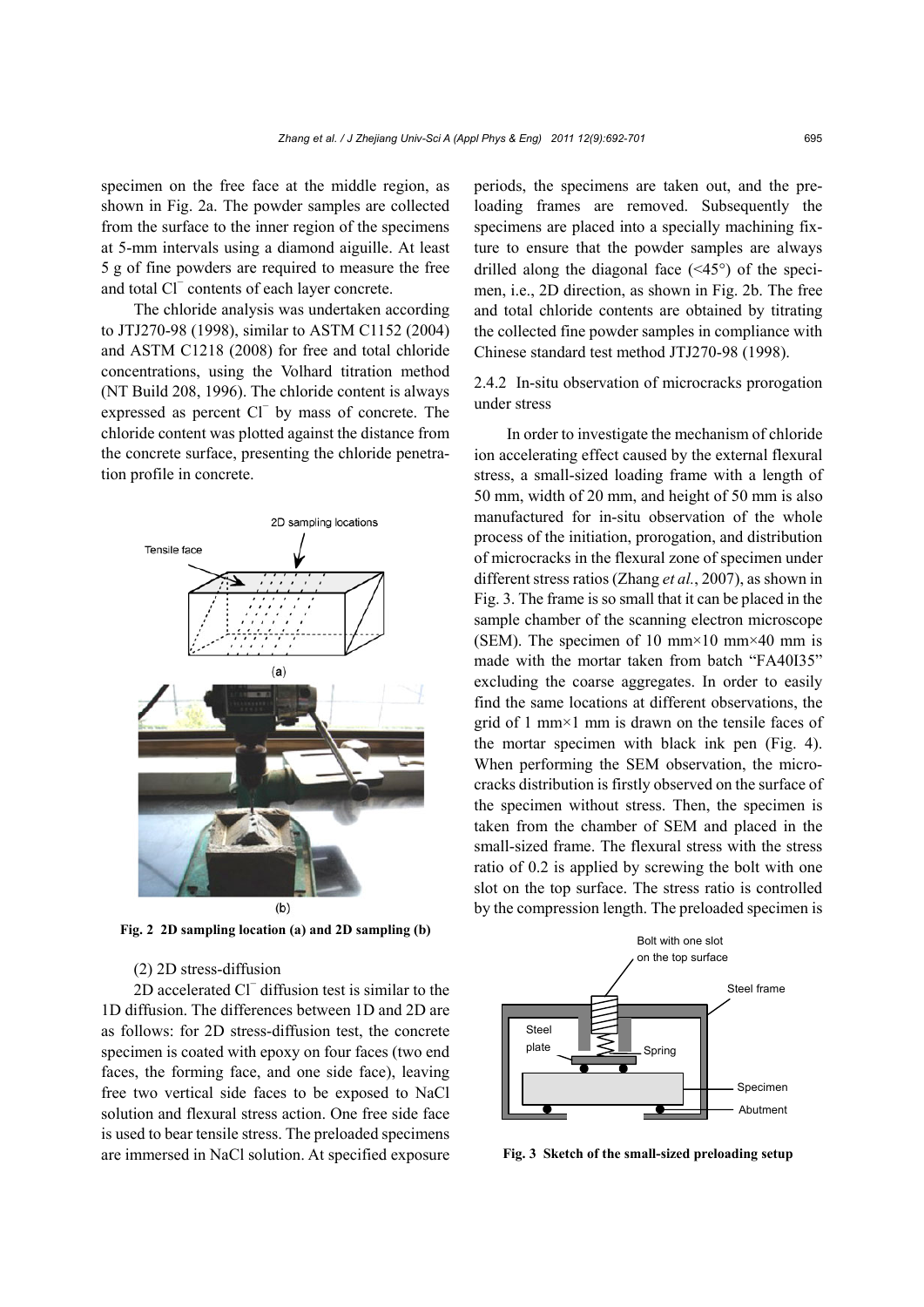specimen on the free face at the middle region, as shown in Fig. 2a. The powder samples are collected from the surface to the inner region of the specimens at 5-mm intervals using a diamond aiguille. At least 5 g of fine powders are required to measure the free and total $Cl^-$ contents of each layer concrete.

The chloride analysis was undertaken according to JTJ270-98 (1998), similar to ASTM C1152 (2004) and ASTM C1218 (2008) for free and total chloride concentrations, using the Volhard titration method (NT Build 208, 1996). The chloride content is always expressed as percent $Cl^-$ by mass of concrete. The chloride content was plotted against the distance from the concrete surface, presenting the chloride penetration profile in concrete.

**Fig. 2 2D sampling location (a) and 2D sampling (b)**

(2) 2D stress-diffusion

2D accelerated $Cl^-$ diffusion test is similar to the 1D diffusion. The differences between 1D and 2D are as follows: for 2D stress-diffusion test, the concrete specimen is coated with epoxy on four faces (two end faces, the forming face, and one side face), leaving free two vertical side faces to be exposed to NaCl solution and flexural stress action. One free side face is used to bear tensile stress. The preloaded specimens are immersed in NaCl solution. At specified exposure periods, the specimens are taken out, and the preloading frames are removed. Subsequently the specimens are placed into a specially machining fixture to ensure that the powder samples are always drilled along the diagonal face (<45°) of the specimen, i.e., 2D direction, as shown in Fig. 2b. The free and total chloride contents are obtained by titrating the collected fine powder samples in compliance with Chinese standard test method JTJ270-98 (1998).

### 2.4.2 In-situ observation of microcracks prorogation under stress

In order to investigate the mechanism of chloride ion accelerating effect caused by the external flexural stress, a small-sized loading frame with a length of 50 mm, width of 20 mm, and height of 50 mm is also manufactured for in-situ observation of the whole process of the initiation, prorogation, and distribution of microcracks in the flexural zone of specimen under different stress ratios (Zhang *et al.*, 2007), as shown in Fig. 3. The frame is so small that it can be placed in the sample chamber of the scanning electron microscope (SEM). The specimen of 10 mm×10 mm×40 mm is made with the mortar taken from batch "FA40I35" excluding the coarse aggregates. In order to easily find the same locations at different observations, the grid of 1 mm×1 mm is drawn on the tensile faces of the mortar specimen with black ink pen (Fig. 4). When performing the SEM observation, the microcracks distribution is firstly observed on the surface of the specimen without stress. Then, the specimen is taken from the chamber of SEM and placed in the small-sized frame. The flexural stress with the stress ratio of 0.2 is applied by screwing the bolt with one slot on the top surface. The stress ratio is controlled by the compression length. The preloaded specimen is

**Fig. 3 Sketch of the small-sized preloading setup**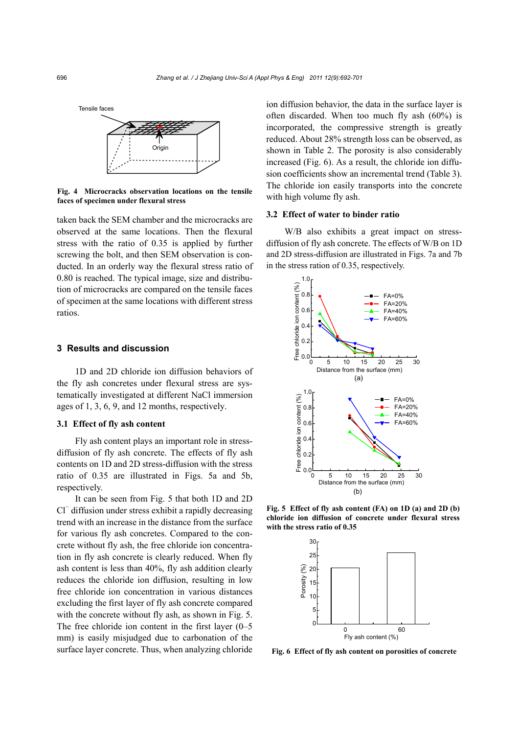Tensile faces

Origin

**Fig. 4  Microcracks observation locations on the tensile faces of specimen under flexural stress**

taken back the SEM chamber and the microcracks are observed at the same locations. Then the flexural stress with the ratio of 0.35 is applied by further screwing the bolt, and then SEM observation is conducted. In an orderly way the flexural stress ratio of 0.80 is reached. The typical image, size and distribution of microcracks are compared on the tensile faces of specimen at the same locations with different stress ratios.

## 3 Results and discussion

1D and 2D chloride ion diffusion behaviors of the fly ash concretes under flexural stress are systematically investigated at different NaCl immersion ages of 1, 3, 6, 9, and 12 months, respectively.

### 3.1 Effect of fly ash content

Fly ash content plays an important role in stress-diffusion of fly ash concrete. The effects of fly ash contents on 1D and 2D stress-diffusion with the stress ratio of 0.35 are illustrated in Figs. 5a and 5b, respectively.

It can be seen from Fig. 5 that both 1D and 2D $Cl^-$ diffusion under stress exhibit a rapidly decreasing trend with an increase in the distance from the surface for various fly ash concretes. Compared to the concrete without fly ash, the free chloride ion concentration in fly ash concrete is clearly reduced. When fly ash content is less than 40%, fly ash addition clearly reduces the chloride ion diffusion, resulting in low free chloride ion concentration in various distances excluding the first layer of fly ash concrete compared with the concrete without fly ash, as shown in Fig. 5. The free chloride ion content in the first layer (0–5 mm) is easily misjudged due to carbonation of the surface layer concrete. Thus, when analyzing chloride ion diffusion behavior, the data in the surface layer is often discarded. When too much fly ash (60%) is incorporated, the compressive strength is greatly reduced. About 28% strength loss can be observed, as shown in Table 2. The porosity is also considerably increased (Fig. 6). As a result, the chloride ion diffusion coefficients show an incremental trend (Table 3). The chloride ion easily transports into the concrete with high volume fly ash.

### 3.2 Effect of water to binder ratio

W/B also exhibits a great impact on stress-diffusion of fly ash concrete. The effects of W/B on 1D and 2D stress-diffusion are illustrated in Figs. 7a and 7b in the stress ration of 0.35, respectively.

**Fig. 5  Effect of fly ash content (FA) on 1D (a) and 2D (b) chloride ion diffusion of concrete under flexural stress with the stress ratio of 0.35**

**Fig. 6  Effect of fly ash content on porosities of concrete**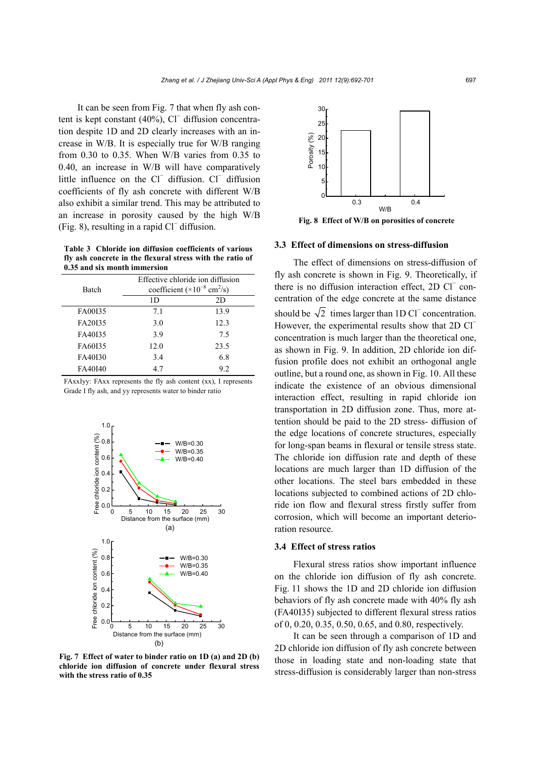It can be seen from Fig. 7 that when fly ash content is kept constant (40%), $Cl^-$ diffusion concentration despite 1D and 2D clearly increases with an increase in W/B. It is especially true for W/B ranging from 0.30 to 0.35. When W/B varies from 0.35 to 0.40, an increase in W/B will have comparatively little influence on the $Cl^-$ diffusion. $Cl^-$ diffusion coefficients of fly ash concrete with different W/B also exhibit a similar trend. This may be attributed to an increase in porosity caused by the high W/B (Fig. 8), resulting in a rapid $Cl^-$ diffusion.

**Table 3 Chloride ion diffusion coefficients of various fly ash concrete in the flexural stress with the ratio of 0.35 and six month immersion**

| Batch | Effective chloride ion diffusion coefficient ($\times10^{-8}$ cm$^2$/s) | |
|---|---|---|
| | 1D | 2D |
| FA00I35 | 7.1 | 13.9 |
| FA20I35 | 3.0 | 12.3 |
| FA40I35 | 3.9 | 7.5 |
| FA60I35 | 12.0 | 23.5 |
| FA40I30 | 3.4 | 6.8 |
| FA40I40 | 4.7 | 9.2 |

FAxxIyy: FAxx represents the fly ash content (xx), I represents Grade I fly ash, and yy represents water to binder ratio

**Fig. 7 Effect of water to binder ratio on 1D (a) and 2D (b) chloride ion diffusion of concrete under flexural stress with the stress ratio of 0.35**

**Fig. 8 Effect of W/B on porosities of concrete**

### 3.3 Effect of dimensions on stress-diffusion

The effect of dimensions on stress-diffusion of fly ash concrete is shown in Fig. 9. Theoretically, if there is no diffusion interaction effect, 2D $Cl^-$ concentration of the edge concrete at the same distance should be $\sqrt{2}$ times larger than 1D $Cl^-$ concentration. However, the experimental results show that 2D $Cl^-$ concentration is much larger than the theoretical one, as shown in Fig. 9. In addition, 2D chloride ion diffusion profile does not exhibit an orthogonal angle outline, but a round one, as shown in Fig. 10. All these indicate the existence of an obvious dimensional interaction effect, resulting in rapid chloride ion transportation in 2D diffusion zone. Thus, more attention should be paid to the 2D stress- diffusion of the edge locations of concrete structures, especially for long-span beams in flexural or tensile stress state. The chloride ion diffusion rate and depth of these locations are much larger than 1D diffusion of the other locations. The steel bars embedded in these locations subjected to combined actions of 2D chloride ion flow and flexural stress firstly suffer from corrosion, which will become an important deterioration resource.

### 3.4 Effect of stress ratios

Flexural stress ratios show important influence on the chloride ion diffusion of fly ash concrete. Fig. 11 shows the 1D and 2D chloride ion diffusion behaviors of fly ash concrete made with 40% fly ash (FA40I35) subjected to different flexural stress ratios of 0, 0.20, 0.35, 0.50, 0.65, and 0.80, respectively.

It can be seen through a comparison of 1D and 2D chloride ion diffusion of fly ash concrete between those in loading state and non-loading state that stress-diffusion is considerably larger than non-stress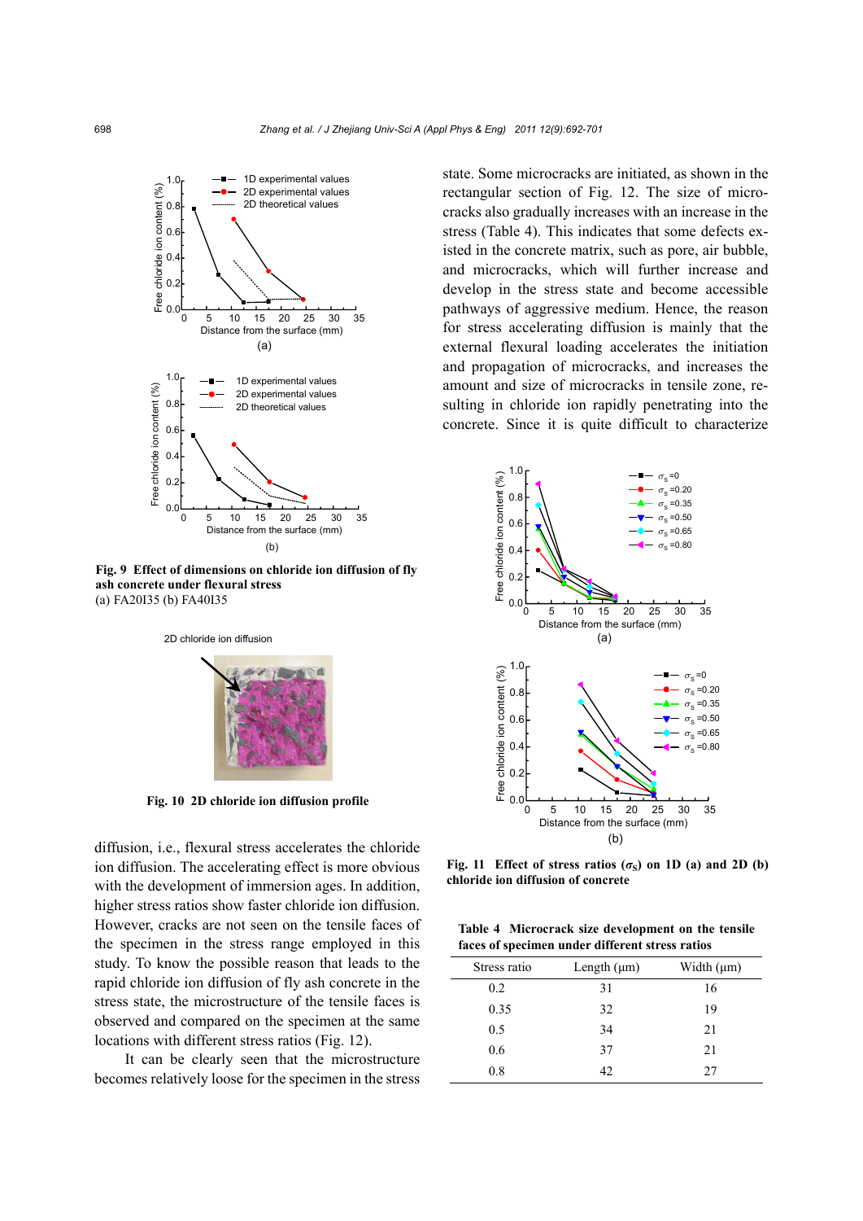Fig. 9 **Effect of dimensions on chloride ion diffusion of fly ash concrete under flexural stress**
(a) FA20I35 (b) FA40I35

**Fig. 10 2D chloride ion diffusion profile**

diffusion, i.e., flexural stress accelerates the chloride ion diffusion. The accelerating effect is more obvious with the development of immersion ages. In addition, higher stress ratios show faster chloride ion diffusion. However, cracks are not seen on the tensile faces of the specimen in the stress range employed in this study. To know the possible reason that leads to the rapid chloride ion diffusion of fly ash concrete in the stress state, the microstructure of the tensile faces is observed and compared on the specimen at the same locations with different stress ratios (Fig. 12).

It can be clearly seen that the microstructure becomes relatively loose for the specimen in the stress state. Some microcracks are initiated, as shown in the rectangular section of Fig. 12. The size of microcracks also gradually increases with an increase in the stress (Table 4). This indicates that some defects existed in the concrete matrix, such as pore, air bubble, and microcracks, which will further increase and develop in the stress state and become accessible pathways of aggressive medium. Hence, the reason for stress accelerating diffusion is mainly that the external flexural loading accelerates the initiation and propagation of microcracks, and increases the amount and size of microcracks in tensile zone, resulting in chloride ion rapidly penetrating into the concrete. Since it is quite difficult to characterize

**Fig. 11 Effect of stress ratios ($\sigma_S$) on 1D (a) and 2D (b) chloride ion diffusion of concrete**

**Table 4 Microcrack size development on the tensile faces of specimen under different stress ratios**

| Stress ratio | Length (μm) | Width (μm) |
|---|---|---|
| 0.2 | 31 | 16 |
| 0.35 | 32 | 19 |
| 0.5 | 34 | 21 |
| 0.6 | 37 | 21 |
| 0.8 | 42 | 27 |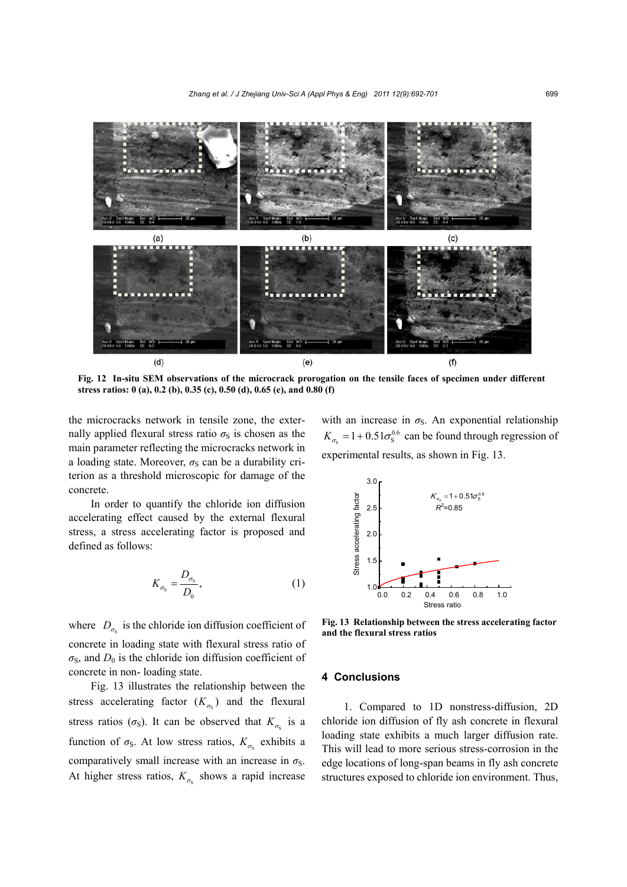Fig. 12 In-situ SEM observations of the microcrack prorogation on the tensile faces of specimen under different stress ratios: 0 (a), 0.2 (b), 0.35 (c), 0.50 (d), 0.65 (e), and 0.80 (f)

the microcracks network in tensile zone, the externally applied flexural stress ratio $\sigma_S$ is chosen as the main parameter reflecting the microcracks network in a loading state. Moreover, $\sigma_S$ can be a durability criterion as a threshold microscopic for damage of the concrete.

In order to quantify the chloride ion diffusion accelerating effect caused by the external flexural stress, a stress accelerating factor is proposed and defined as follows:

$$K_{\sigma_S} = \frac{D_{\sigma_S}}{D_0}, \tag{1}$$

where $D_{\sigma_S}$ is the chloride ion diffusion coefficient of concrete in loading state with flexural stress ratio of $\sigma_S$, and $D_0$ is the chloride ion diffusion coefficient of concrete in non- loading state.

Fig. 13 illustrates the relationship between the stress accelerating factor ($K_{\sigma_S}$) and the flexural stress ratios ($\sigma_S$). It can be observed that $K_{\sigma_S}$ is a function of $\sigma_S$. At low stress ratios, $K_{\sigma_S}$ exhibits a comparatively small increase with an increase in $\sigma_S$. At higher stress ratios, $K_{\sigma_S}$ shows a rapid increase with an increase in $\sigma_S$. An exponential relationship $K_{\sigma_S} = 1 + 0.51\sigma_S^{0.6}$ can be found through regression of experimental results, as shown in Fig. 13.

Fig. 13 Relationship between the stress accelerating factor and the flexural stress ratios

## 4 Conclusions

1. Compared to 1D nonstress-diffusion, 2D chloride ion diffusion of fly ash concrete in flexural loading state exhibits a much larger diffusion rate. This will lead to more serious stress-corrosion in the edge locations of long-span beams in fly ash concrete structures exposed to chloride ion environment. Thus,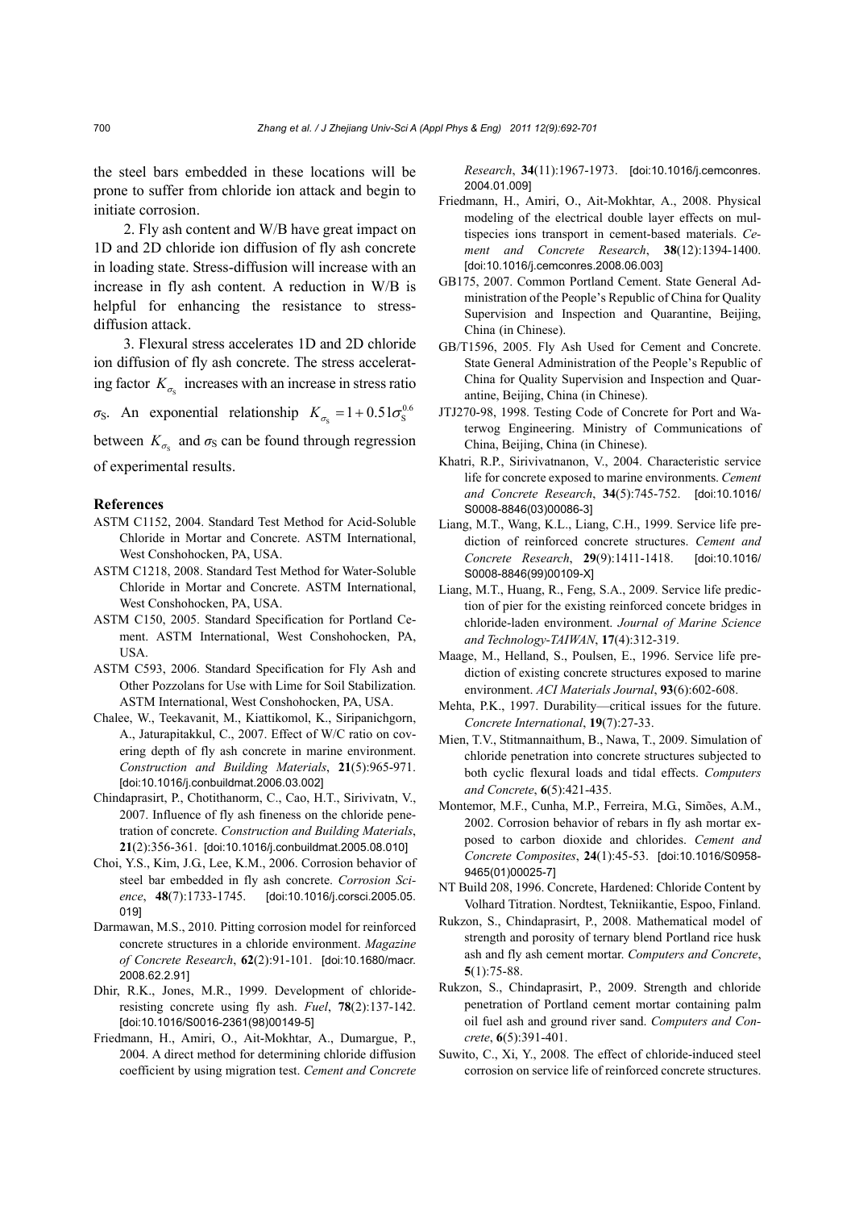the steel bars embedded in these locations will be prone to suffer from chloride ion attack and begin to initiate corrosion.

2. Fly ash content and W/B have great impact on 1D and 2D chloride ion diffusion of fly ash concrete in loading state. Stress-diffusion will increase with an increase in fly ash content. A reduction in W/B is helpful for enhancing the resistance to stress-diffusion attack.

3. Flexural stress accelerates 1D and 2D chloride ion diffusion of fly ash concrete. The stress accelerating factor $K_{\sigma_\mathrm{s}}$ increases with an increase in stress ratio $\sigma_\mathrm{S}$. An exponential relationship $K_{\sigma_\mathrm{s}} = 1 + 0.51\sigma_\mathrm{S}^{0.6}$ between $K_{\sigma_\mathrm{s}}$ and $\sigma_\mathrm{S}$ can be found through regression of experimental results.

## References

ASTM C1152, 2004. Standard Test Method for Acid-Soluble Chloride in Mortar and Concrete. ASTM International, West Conshohocken, PA, USA.

ASTM C1218, 2008. Standard Test Method for Water-Soluble Chloride in Mortar and Concrete. ASTM International, West Conshohocken, PA, USA.

ASTM C150, 2005. Standard Specification for Portland Cement. ASTM International, West Conshohocken, PA, USA.

ASTM C593, 2006. Standard Specification for Fly Ash and Other Pozzolans for Use with Lime for Soil Stabilization. ASTM International, West Conshohocken, PA, USA.

Chalee, W., Teekavanit, M., Kiattikomol, K., Siripanichgorn, A., Jaturapitakkul, C., 2007. Effect of W/C ratio on covering depth of fly ash concrete in marine environment. *Construction and Building Materials*, **21**(5):965-971. [doi:10.1016/j.conbuildmat.2006.03.002]

Chindaprasirt, P., Chotithanorm, C., Cao, H.T., Sirivivatn, V., 2007. Influence of fly ash fineness on the chloride penetration of concrete. *Construction and Building Materials*, **21**(2):356-361. [doi:10.1016/j.conbuildmat.2005.08.010]

Choi, Y.S., Kim, J.G., Lee, K.M., 2006. Corrosion behavior of steel bar embedded in fly ash concrete. *Corrosion Science*, **48**(7):1733-1745. [doi:10.1016/j.corsci.2005.05.019]

Darmawan, M.S., 2010. Pitting corrosion model for reinforced concrete structures in a chloride environment. *Magazine of Concrete Research*, **62**(2):91-101. [doi:10.1680/macr.2008.62.2.91]

Dhir, R.K., Jones, M.R., 1999. Development of chloride-resisting concrete using fly ash. *Fuel*, **78**(2):137-142. [doi:10.1016/S0016-2361(98)00149-5]

Friedmann, H., Amiri, O., Ait-Mokhtar, A., Dumargue, P., 2004. A direct method for determining chloride diffusion coefficient by using migration test. *Cement and Concrete Research*, **34**(11):1967-1973. [doi:10.1016/j.cemconres.2004.01.009]

Friedmann, H., Amiri, O., Ait-Mokhtar, A., 2008. Physical modeling of the electrical double layer effects on multispecies ions transport in cement-based materials. *Cement and Concrete Research*, **38**(12):1394-1400. [doi:10.1016/j.cemconres.2008.06.003]

GB175, 2007. Common Portland Cement. State General Administration of the People's Republic of China for Quality Supervision and Inspection and Quarantine, Beijing, China (in Chinese).

GB/T1596, 2005. Fly Ash Used for Cement and Concrete. State General Administration of the People's Republic of China for Quality Supervision and Inspection and Quarantine, Beijing, China (in Chinese).

JTJ270-98, 1998. Testing Code of Concrete for Port and Waterwog Engineering. Ministry of Communications of China, Beijing, China (in Chinese).

Khatri, R.P., Sirivivatnanon, V., 2004. Characteristic service life for concrete exposed to marine environments. *Cement and Concrete Research*, **34**(5):745-752. [doi:10.1016/S0008-8846(03)00086-3]

Liang, M.T., Wang, K.L., Liang, C.H., 1999. Service life prediction of reinforced concrete structures. *Cement and Concrete Research*, **29**(9):1411-1418. [doi:10.1016/S0008-8846(99)00109-X]

Liang, M.T., Huang, R., Feng, S.A., 2009. Service life prediction of pier for the existing reinforced concete bridges in chloride-laden environment. *Journal of Marine Science and Technology-TAIWAN*, **17**(4):312-319.

Maage, M., Helland, S., Poulsen, E., 1996. Service life prediction of existing concrete structures exposed to marine environment. *ACI Materials Journal*, **93**(6):602-608.

Mehta, P.K., 1997. Durability—critical issues for the future. *Concrete International*, **19**(7):27-33.

Mien, T.V., Stitmannaithum, B., Nawa, T., 2009. Simulation of chloride penetration into concrete structures subjected to both cyclic flexural loads and tidal effects. *Computers and Concrete*, **6**(5):421-435.

Montemor, M.F., Cunha, M.P., Ferreira, M.G., Simões, A.M., 2002. Corrosion behavior of rebars in fly ash mortar exposed to carbon dioxide and chlorides. *Cement and Concrete Composites*, **24**(1):45-53. [doi:10.1016/S0958-9465(01)00025-7]

NT Build 208, 1996. Concrete, Hardened: Chloride Content by Volhard Titration. Nordtest, Tekniikantie, Espoo, Finland.

Rukzon, S., Chindaprasirt, P., 2008. Mathematical model of strength and porosity of ternary blend Portland rice husk ash and fly ash cement mortar. *Computers and Concrete*, **5**(1):75-88.

Rukzon, S., Chindaprasirt, P., 2009. Strength and chloride penetration of Portland cement mortar containing palm oil fuel ash and ground river sand. *Computers and Concrete*, **6**(5):391-401.

Suwito, C., Xi, Y., 2008. The effect of chloride-induced steel corrosion on service life of reinforced concrete structures.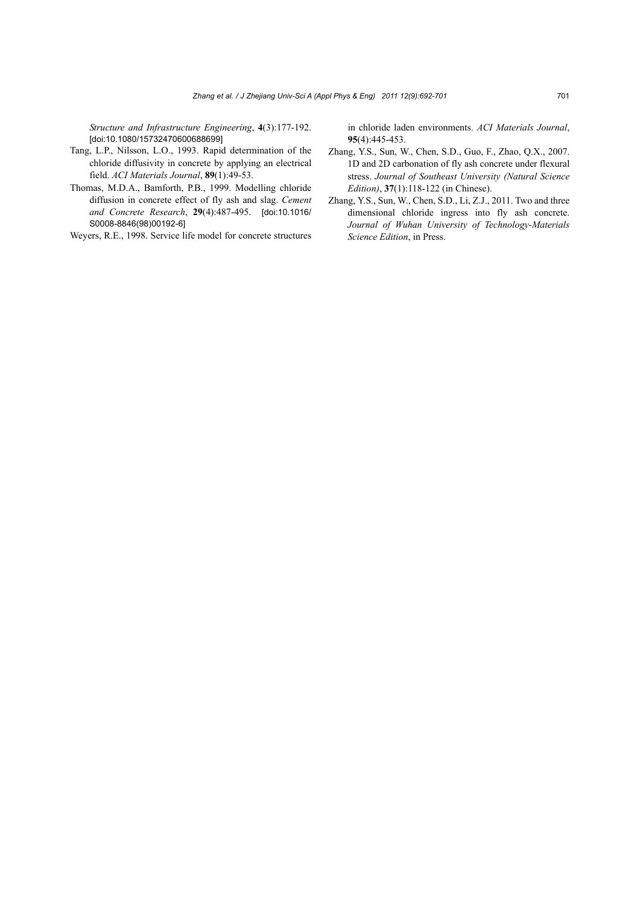*Structure and Infrastructure Engineering*, **4**(3):177-192. [doi:10.1080/15732470600688699]

Tang, L.P., Nilsson, L.O., 1993. Rapid determination of the chloride diffusivity in concrete by applying an electrical field. *ACI Materials Journal*, **89**(1):49-53.

Thomas, M.D.A., Bamforth, P.B., 1999. Modelling chloride diffusion in concrete effect of fly ash and slag. *Cement and Concrete Research*, **29**(4):487-495. [doi:10.1016/S0008-8846(98)00192-6]

Weyers, R.E., 1998. Service life model for concrete structures in chloride laden environments. *ACI Materials Journal*, **95**(4):445-453.

Zhang, Y.S., Sun, W., Chen, S.D., Guo, F., Zhao, Q.X., 2007. 1D and 2D carbonation of fly ash concrete under flexural stress. *Journal of Southeast University (Natural Science Edition)*, **37**(1):118-122 (in Chinese).

Zhang, Y.S., Sun, W., Chen, S.D., Li, Z.J., 2011. Two and three dimensional chloride ingress into fly ash concrete. *Journal of Wuhan University of Technology-Materials Science Edition*, in Press.